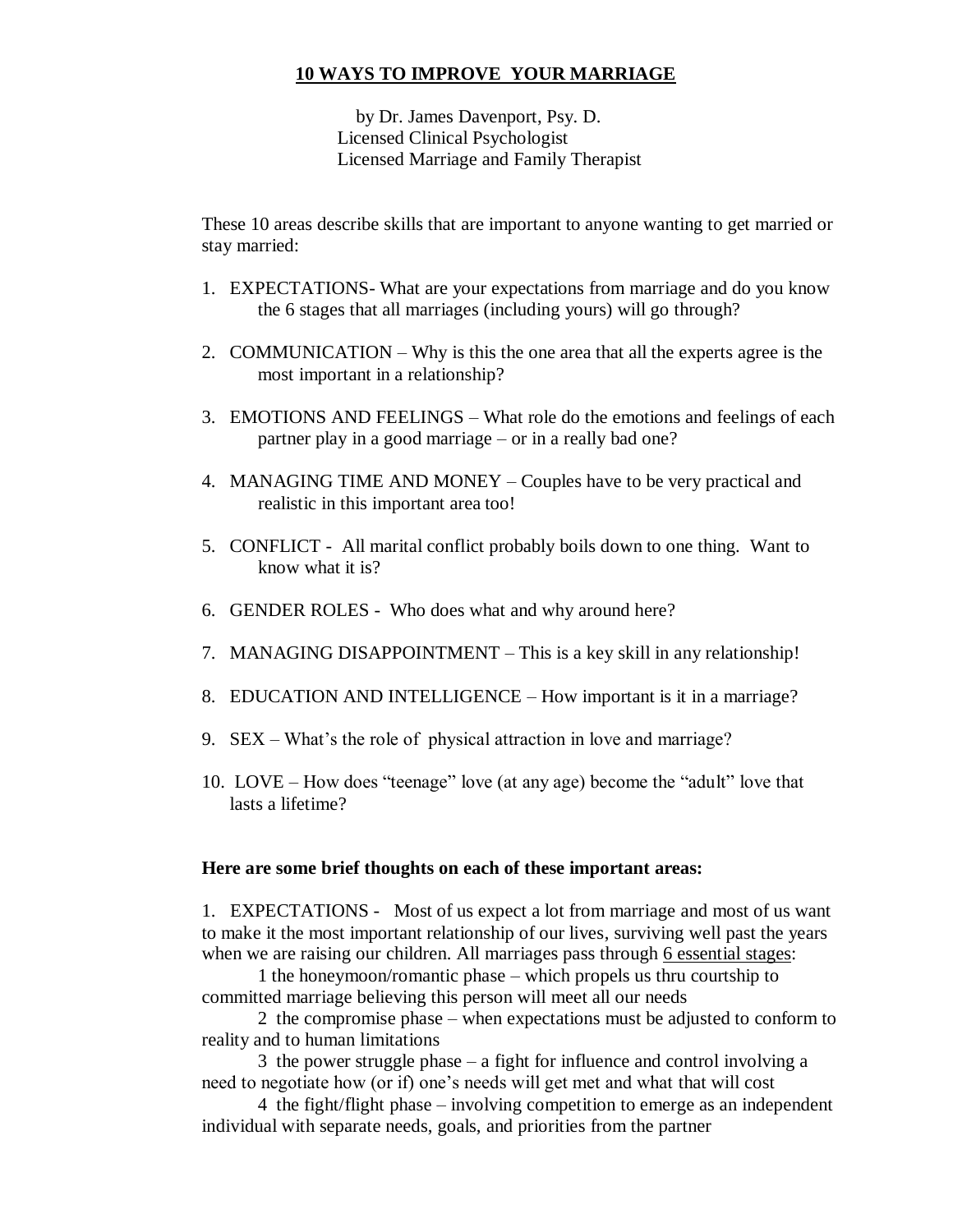# 10 WAYS TO IMPROVE YOUR MARRIAGE

by Dr. James Davenport, Psy. D.
Licensed Clinical Psychologist
Licensed Marriage and Family Therapist

These 10 areas describe skills that are important to anyone wanting to get married or stay married:

1. EXPECTATIONS- What are your expectations from marriage and do you know the 6 stages that all marriages (including yours) will go through?

2. COMMUNICATION – Why is this the one area that all the experts agree is the most important in a relationship?

3. EMOTIONS AND FEELINGS – What role do the emotions and feelings of each partner play in a good marriage – or in a really bad one?

4. MANAGING TIME AND MONEY – Couples have to be very practical and realistic in this important area too!

5. CONFLICT - All marital conflict probably boils down to one thing. Want to know what it is?

6. GENDER ROLES - Who does what and why around here?

7. MANAGING DISAPPOINTMENT – This is a key skill in any relationship!

8. EDUCATION AND INTELLIGENCE – How important is it in a marriage?

9. SEX – What's the role of physical attraction in love and marriage?

10. LOVE – How does "teenage" love (at any age) become the "adult" love that lasts a lifetime?

**Here are some brief thoughts on each of these important areas:**

1. EXPECTATIONS - Most of us expect a lot from marriage and most of us want to make it the most important relationship of our lives, surviving well past the years when we are raising our children. All marriages pass through 6 essential stages:

1 the honeymoon/romantic phase – which propels us thru courtship to committed marriage believing this person will meet all our needs

2 the compromise phase – when expectations must be adjusted to conform to reality and to human limitations

3 the power struggle phase – a fight for influence and control involving a need to negotiate how (or if) one's needs will get met and what that will cost

4 the fight/flight phase – involving competition to emerge as an independent individual with separate needs, goals, and priorities from the partner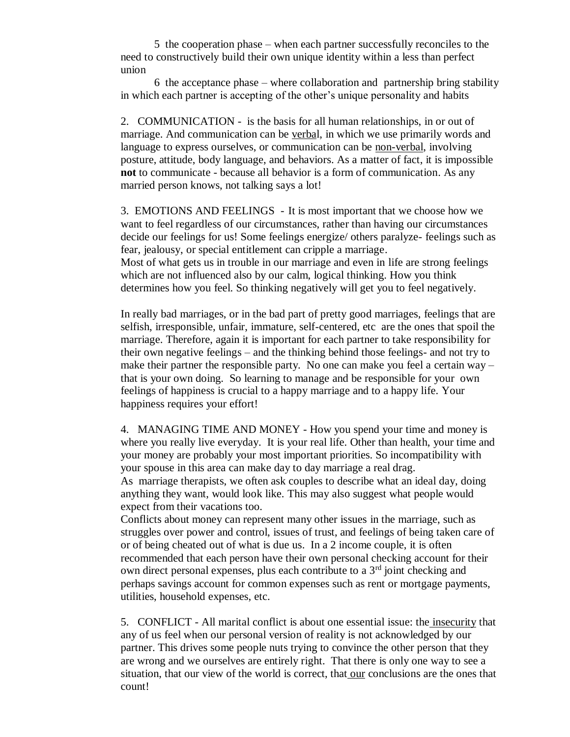5 the cooperation phase – when each partner successfully reconciles to the need to constructively build their own unique identity within a less than perfect union

6 the acceptance phase – where collaboration and partnership bring stability in which each partner is accepting of the other's unique personality and habits

2. COMMUNICATION - is the basis for all human relationships, in or out of marriage. And communication can be <u>verbal</u>, in which we use primarily words and language to express ourselves, or communication can be <u>non-verbal</u>, involving posture, attitude, body language, and behaviors. As a matter of fact, it is impossible **not** to communicate - because all behavior is a form of communication. As any married person knows, not talking says a lot!

3. EMOTIONS AND FEELINGS - It is most important that we choose how we want to feel regardless of our circumstances, rather than having our circumstances decide our feelings for us! Some feelings energize/ others paralyze- feelings such as fear, jealousy, or special entitlement can cripple a marriage.
Most of what gets us in trouble in our marriage and even in life are strong feelings which are not influenced also by our calm, logical thinking. How you think determines how you feel. So thinking negatively will get you to feel negatively.

In really bad marriages, or in the bad part of pretty good marriages, feelings that are selfish, irresponsible, unfair, immature, self-centered, etc are the ones that spoil the marriage. Therefore, again it is important for each partner to take responsibility for their own negative feelings – and the thinking behind those feelings- and not try to make their partner the responsible party. No one can make you feel a certain way – that is your own doing. So learning to manage and be responsible for your own feelings of happiness is crucial to a happy marriage and to a happy life. Your happiness requires your effort!

4. MANAGING TIME AND MONEY - How you spend your time and money is where you really live everyday. It is your real life. Other than health, your time and your money are probably your most important priorities. So incompatibility with your spouse in this area can make day to day marriage a real drag.
As marriage therapists, we often ask couples to describe what an ideal day, doing anything they want, would look like. This may also suggest what people would expect from their vacations too.
Conflicts about money can represent many other issues in the marriage, such as struggles over power and control, issues of trust, and feelings of being taken care of or of being cheated out of what is due us. In a 2 income couple, it is often recommended that each person have their own personal checking account for their own direct personal expenses, plus each contribute to a 3rd joint checking and perhaps savings account for common expenses such as rent or mortgage payments, utilities, household expenses, etc.

5. CONFLICT - All marital conflict is about one essential issue: the <u>insecurity</u> that any of us feel when our personal version of reality is not acknowledged by our partner. This drives some people nuts trying to convince the other person that they are wrong and we ourselves are entirely right. That there is only one way to see a situation, that our view of the world is correct, that <u>our</u> conclusions are the ones that count!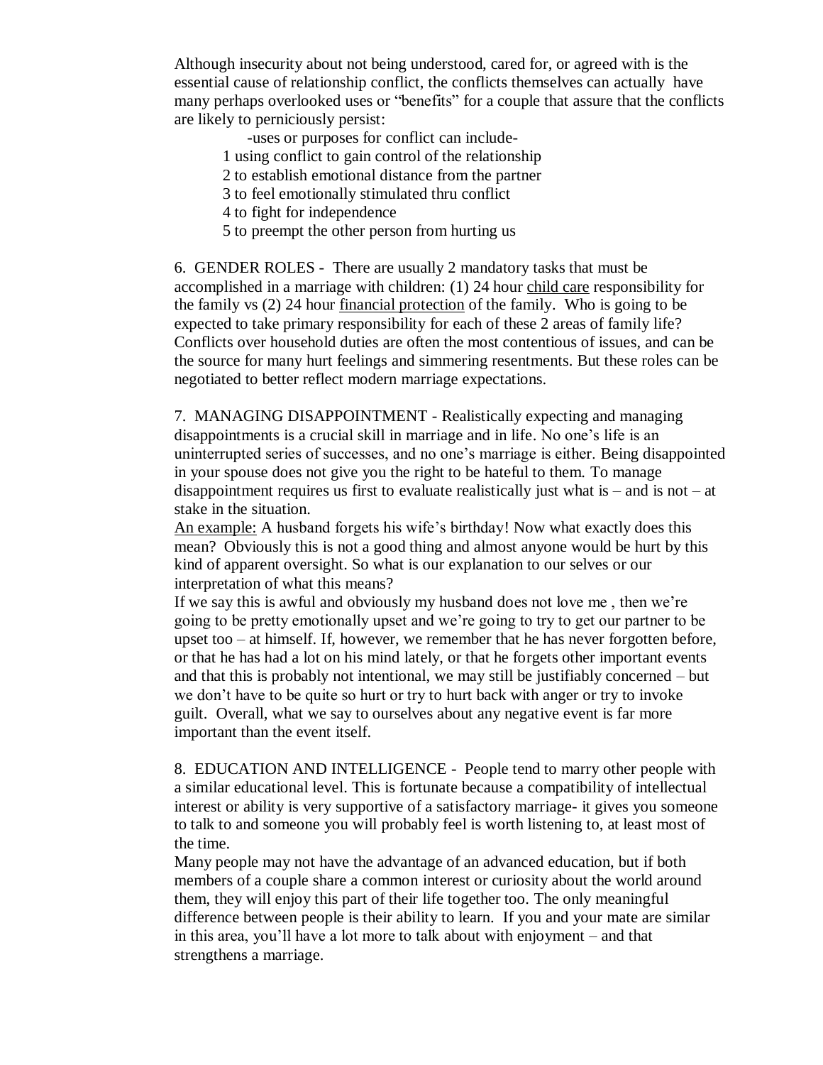Although insecurity about not being understood, cared for, or agreed with is the essential cause of relationship conflict, the conflicts themselves can actually have many perhaps overlooked uses or "benefits" for a couple that assure that the conflicts are likely to perniciously persist:

-uses or purposes for conflict can include-

1 using conflict to gain control of the relationship
2 to establish emotional distance from the partner
3 to feel emotionally stimulated thru conflict
4 to fight for independence
5 to preempt the other person from hurting us

6. GENDER ROLES - There are usually 2 mandatory tasks that must be accomplished in a marriage with children: (1) 24 hour <u>child care</u> responsibility for the family vs (2) 24 hour <u>financial protection</u> of the family. Who is going to be expected to take primary responsibility for each of these 2 areas of family life? Conflicts over household duties are often the most contentious of issues, and can be the source for many hurt feelings and simmering resentments. But these roles can be negotiated to better reflect modern marriage expectations.

7. MANAGING DISAPPOINTMENT - Realistically expecting and managing disappointments is a crucial skill in marriage and in life. No one's life is an uninterrupted series of successes, and no one's marriage is either. Being disappointed in your spouse does not give you the right to be hateful to them. To manage disappointment requires us first to evaluate realistically just what is – and is not – at stake in the situation.

<u>An example:</u> A husband forgets his wife's birthday! Now what exactly does this mean? Obviously this is not a good thing and almost anyone would be hurt by this kind of apparent oversight. So what is our explanation to our selves or our interpretation of what this means?

If we say this is awful and obviously my husband does not love me , then we're going to be pretty emotionally upset and we're going to try to get our partner to be upset too – at himself. If, however, we remember that he has never forgotten before, or that he has had a lot on his mind lately, or that he forgets other important events and that this is probably not intentional, we may still be justifiably concerned – but we don't have to be quite so hurt or try to hurt back with anger or try to invoke guilt. Overall, what we say to ourselves about any negative event is far more important than the event itself.

8. EDUCATION AND INTELLIGENCE - People tend to marry other people with a similar educational level. This is fortunate because a compatibility of intellectual interest or ability is very supportive of a satisfactory marriage- it gives you someone to talk to and someone you will probably feel is worth listening to, at least most of the time.

Many people may not have the advantage of an advanced education, but if both members of a couple share a common interest or curiosity about the world around them, they will enjoy this part of their life together too. The only meaningful difference between people is their ability to learn. If you and your mate are similar in this area, you'll have a lot more to talk about with enjoyment – and that strengthens a marriage.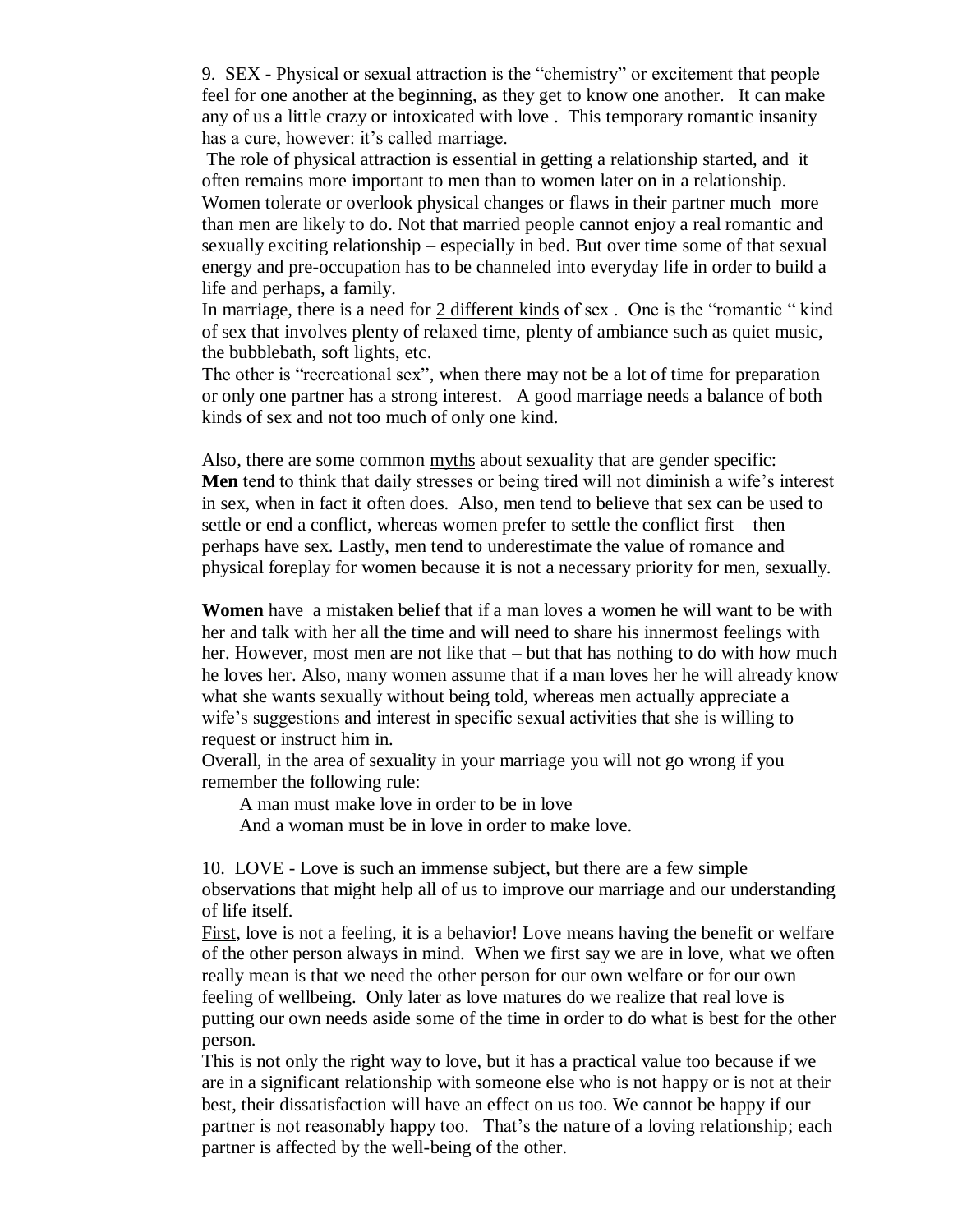9. SEX - Physical or sexual attraction is the "chemistry" or excitement that people feel for one another at the beginning, as they get to know one another. It can make any of us a little crazy or intoxicated with love . This temporary romantic insanity has a cure, however: it's called marriage.

The role of physical attraction is essential in getting a relationship started, and it often remains more important to men than to women later on in a relationship. Women tolerate or overlook physical changes or flaws in their partner much more than men are likely to do. Not that married people cannot enjoy a real romantic and sexually exciting relationship – especially in bed. But over time some of that sexual energy and pre-occupation has to be channeled into everyday life in order to build a life and perhaps, a family.

In marriage, there is a need for <u>2 different kinds</u> of sex . One is the "romantic " kind of sex that involves plenty of relaxed time, plenty of ambiance such as quiet music, the bubblebath, soft lights, etc.

The other is "recreational sex", when there may not be a lot of time for preparation or only one partner has a strong interest. A good marriage needs a balance of both kinds of sex and not too much of only one kind.

Also, there are some common <u>myths</u> about sexuality that are gender specific:

**Men** tend to think that daily stresses or being tired will not diminish a wife's interest in sex, when in fact it often does. Also, men tend to believe that sex can be used to settle or end a conflict, whereas women prefer to settle the conflict first – then perhaps have sex. Lastly, men tend to underestimate the value of romance and physical foreplay for women because it is not a necessary priority for men, sexually.

**Women** have a mistaken belief that if a man loves a women he will want to be with her and talk with her all the time and will need to share his innermost feelings with her. However, most men are not like that – but that has nothing to do with how much he loves her. Also, many women assume that if a man loves her he will already know what she wants sexually without being told, whereas men actually appreciate a wife's suggestions and interest in specific sexual activities that she is willing to request or instruct him in.

Overall, in the area of sexuality in your marriage you will not go wrong if you remember the following rule:

> A man must make love in order to be in love
> And a woman must be in love in order to make love.

10. LOVE - Love is such an immense subject, but there are a few simple observations that might help all of us to improve our marriage and our understanding of life itself.

<u>First</u>, love is not a feeling, it is a behavior! Love means having the benefit or welfare of the other person always in mind. When we first say we are in love, what we often really mean is that we need the other person for our own welfare or for our own feeling of wellbeing. Only later as love matures do we realize that real love is putting our own needs aside some of the time in order to do what is best for the other person.

This is not only the right way to love, but it has a practical value too because if we are in a significant relationship with someone else who is not happy or is not at their best, their dissatisfaction will have an effect on us too. We cannot be happy if our partner is not reasonably happy too. That's the nature of a loving relationship; each partner is affected by the well-being of the other.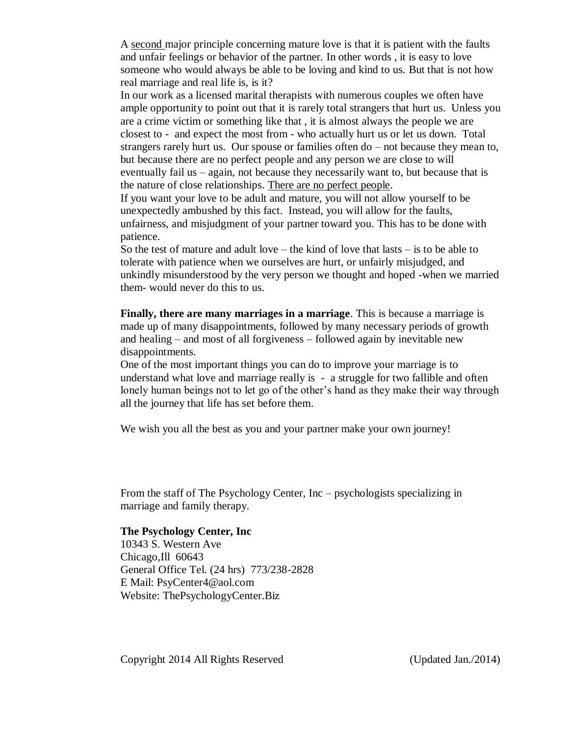A <u>second</u> major principle concerning mature love is that it is patient with the faults and unfair feelings or behavior of the partner. In other words , it is easy to love someone who would always be able to be loving and kind to us. But that is not how real marriage and real life is, is it?

In our work as a licensed marital therapists with numerous couples we often have ample opportunity to point out that it is rarely total strangers that hurt us. Unless you are a crime victim or something like that , it is almost always the people we are closest to - and expect the most from - who actually hurt us or let us down. Total strangers rarely hurt us. Our spouse or families often do – not because they mean to, but because there are no perfect people and any person we are close to will eventually fail us – again, not because they necessarily want to, but because that is the nature of close relationships. <u>There are no perfect people</u>.

If you want your love to be adult and mature, you will not allow yourself to be unexpectedly ambushed by this fact. Instead, you will allow for the faults, unfairness, and misjudgment of your partner toward you. This has to be done with patience.

So the test of mature and adult love – the kind of love that lasts – is to be able to tolerate with patience when we ourselves are hurt, or unfairly misjudged, and unkindly misunderstood by the very person we thought and hoped -when we married them- would never do this to us.

**Finally, there are many marriages in a marriage**. This is because a marriage is made up of many disappointments, followed by many necessary periods of growth and healing – and most of all forgiveness – followed again by inevitable new disappointments.

One of the most important things you can do to improve your marriage is to understand what love and marriage really is - a struggle for two fallible and often lonely human beings not to let go of the other's hand as they make their way through all the journey that life has set before them.

We wish you all the best as you and your partner make your own journey!

From the staff of The Psychology Center, Inc – psychologists specializing in marriage and family therapy.

**The Psychology Center, Inc**
10343 S. Western Ave
Chicago,Ill 60643
General Office Tel. (24 hrs) 773/238-2828
E Mail: PsyCenter4@aol.com
Website: ThePsychologyCenter.Biz

Copyright 2014 All Rights Reserved (Updated Jan./2014)